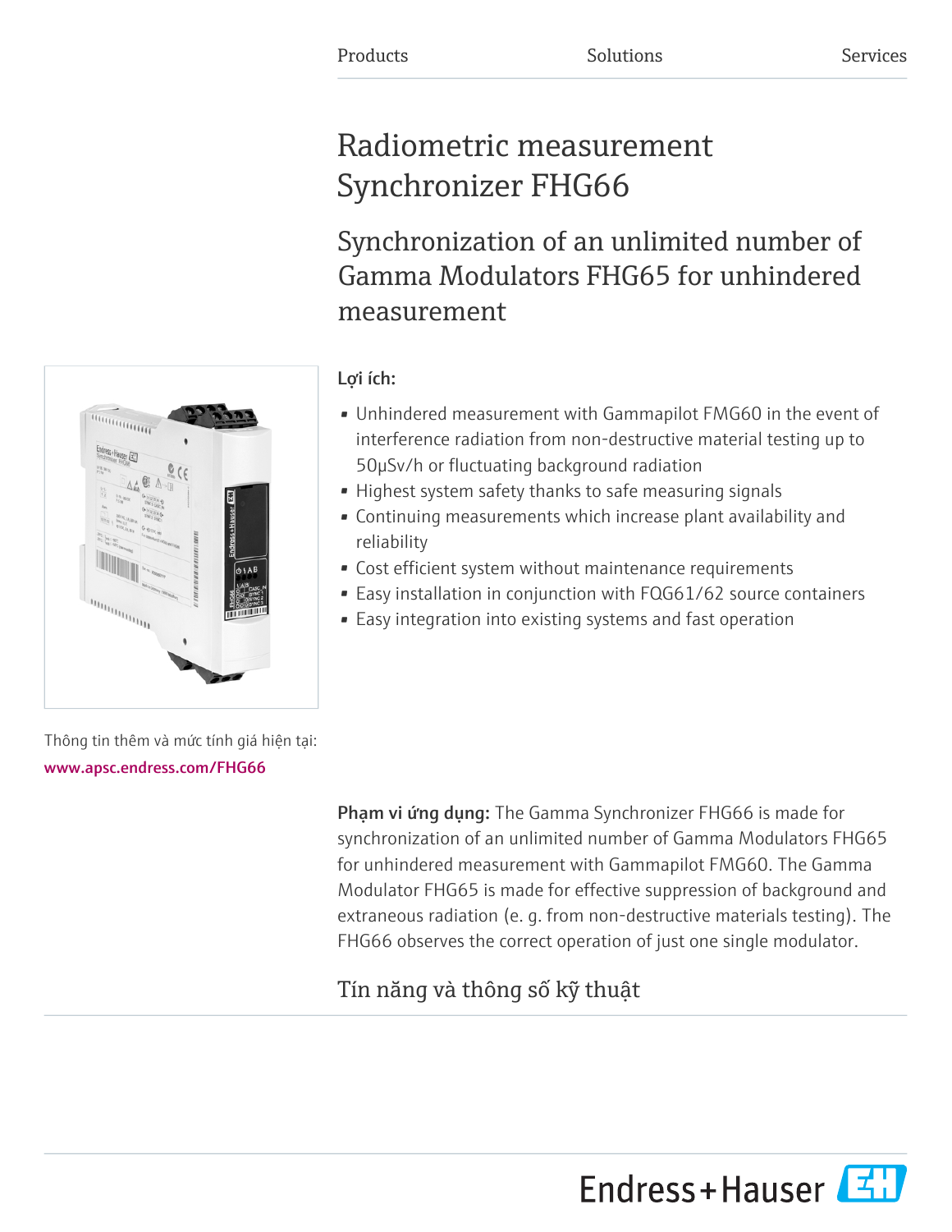Products Solutions Services

# Radiometric measurement Synchronizer FHG66

## Synchronization of an unlimited number of Gamma Modulators FHG65 for unhindered measurement

### Lợi ích:

- Unhindered measurement with Gammapilot FMG60 in the event of interference radiation from non-destructive material testing up to 50µSv/h or fluctuating background radiation
- Highest system safety thanks to safe measuring signals
- Continuing measurements which increase plant availability and reliability
- Cost efficient system without maintenance requirements
- Easy installation in conjunction with FQG61/62 source containers
- Easy integration into existing systems and fast operation

Thông tin thêm và mức tính giá hiện tại:
**www.apsc.endress.com/FHG66**

**Phạm vi ứng dụng:** The Gamma Synchronizer FHG66 is made for synchronization of an unlimited number of Gamma Modulators FHG65 for unhindered measurement with Gammapilot FMG60. The Gamma Modulator FHG65 is made for effective suppression of background and extraneous radiation (e. g. from non-destructive materials testing). The FHG66 observes the correct operation of just one single modulator.

## Tín năng và thông số kỹ thuật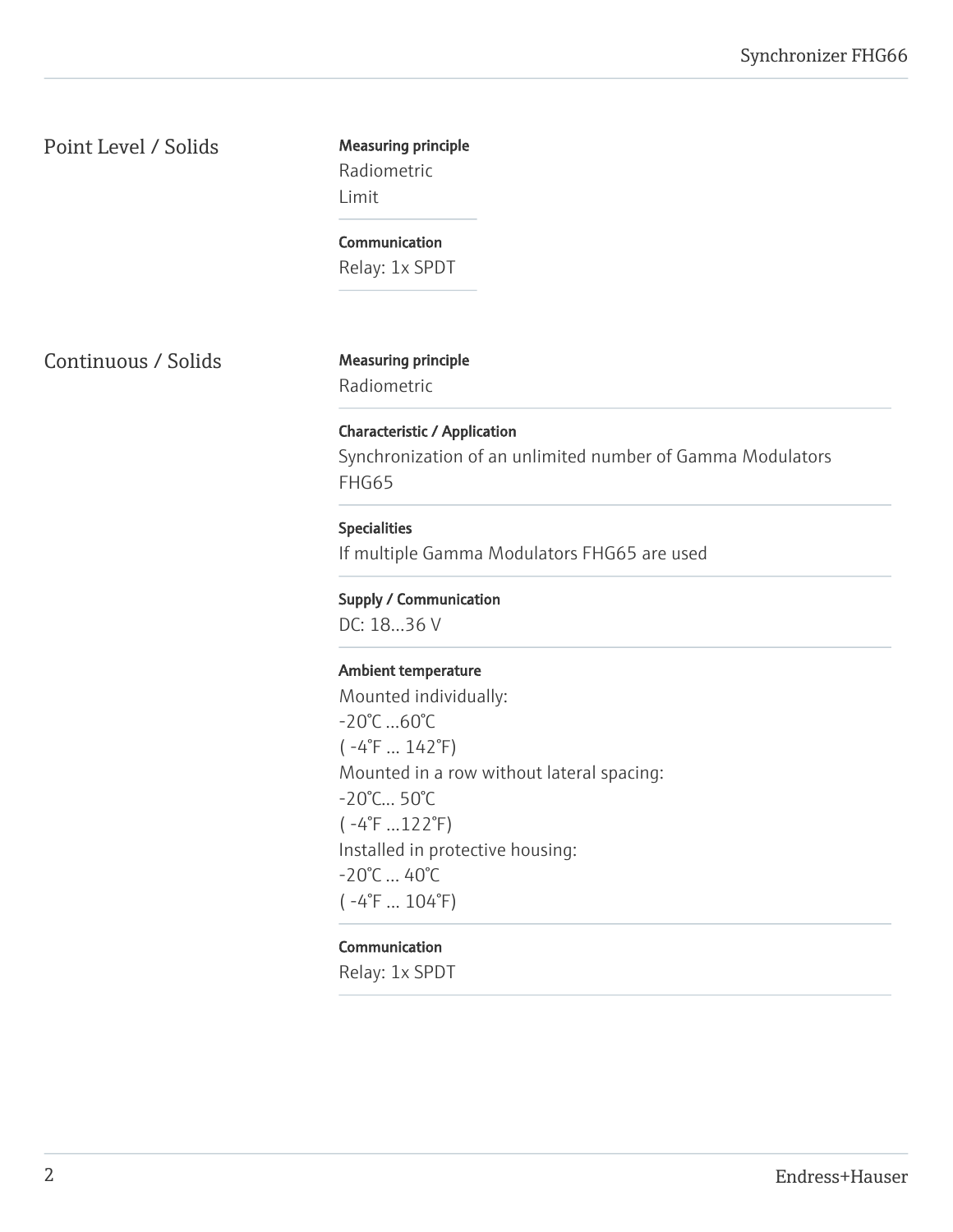## Point Level / Solids

**Measuring principle**
Radiometric
Limit

**Communication**
Relay: 1x SPDT

## Continuous / Solids

**Measuring principle**
Radiometric

**Characteristic / Application**
Synchronization of an unlimited number of Gamma Modulators FHG65

**Specialities**
If multiple Gamma Modulators FHG65 are used

**Supply / Communication**
DC: 18...36 V

**Ambient temperature**
Mounted individually:
-20°C ...60°C
( -4°F ... 142°F)
Mounted in a row without lateral spacing:
-20°C... 50°C
( -4°F ...122°F)
Installed in protective housing:
-20°C ... 40°C
( -4°F ... 104°F)

**Communication**
Relay: 1x SPDT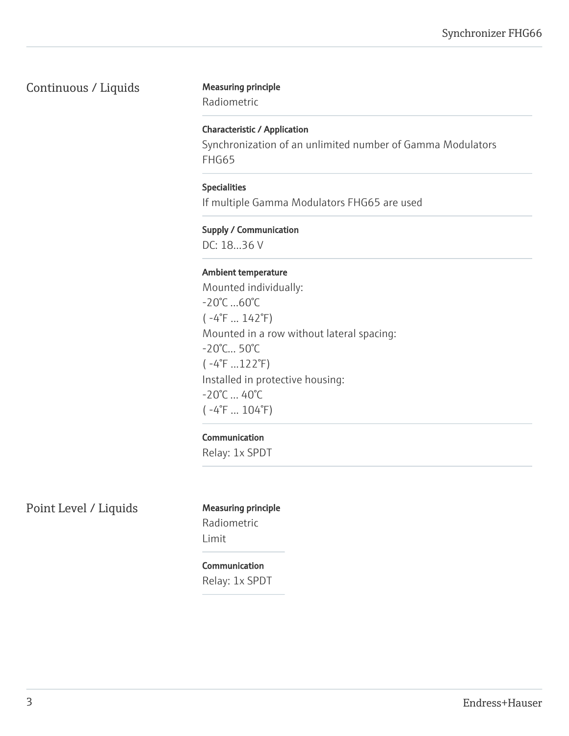## Continuous / Liquids

**Measuring principle**
Radiometric

**Characteristic / Application**
Synchronization of an unlimited number of Gamma Modulators FHG65

**Specialities**
If multiple Gamma Modulators FHG65 are used

**Supply / Communication**
DC: 18...36 V

**Ambient temperature**
Mounted individually:
-20°C ...60°C
( -4°F ... 142°F)
Mounted in a row without lateral spacing:
-20°C... 50°C
( -4°F ...122°F)
Installed in protective housing:
-20°C ... 40°C
( -4°F ... 104°F)

**Communication**
Relay: 1x SPDT

## Point Level / Liquids

**Measuring principle**
Radiometric
Limit

**Communication**
Relay: 1x SPDT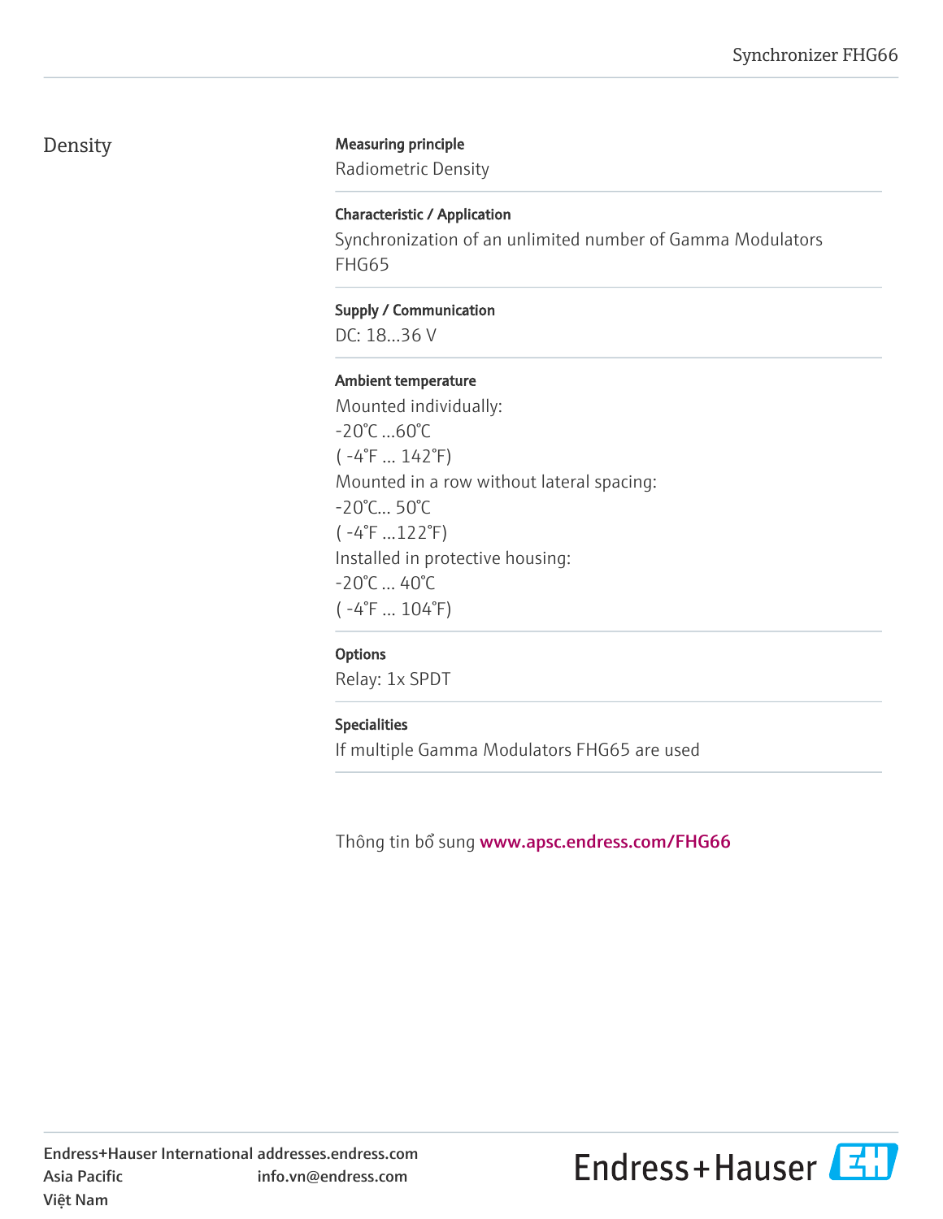## Density

**Measuring principle**

Radiometric Density

**Characteristic / Application**

Synchronization of an unlimited number of Gamma Modulators FHG65

**Supply / Communication**

DC: 18...36 V

**Ambient temperature**

Mounted individually:
-20°C ...60°C
( -4°F ... 142°F)
Mounted in a row without lateral spacing:
-20°C... 50°C
( -4°F ...122°F)
Installed in protective housing:
-20°C ... 40°C
( -4°F ... 104°F)

**Options**

Relay: 1x SPDT

**Specialities**

If multiple Gamma Modulators FHG65 are used

Thông tin bổ sung **www.apsc.endress.com/FHG66**

**Endress+Hauser International addresses.endress.com**
**Asia Pacific info.vn@endress.com**
**Việt Nam**

Endress+Hauser